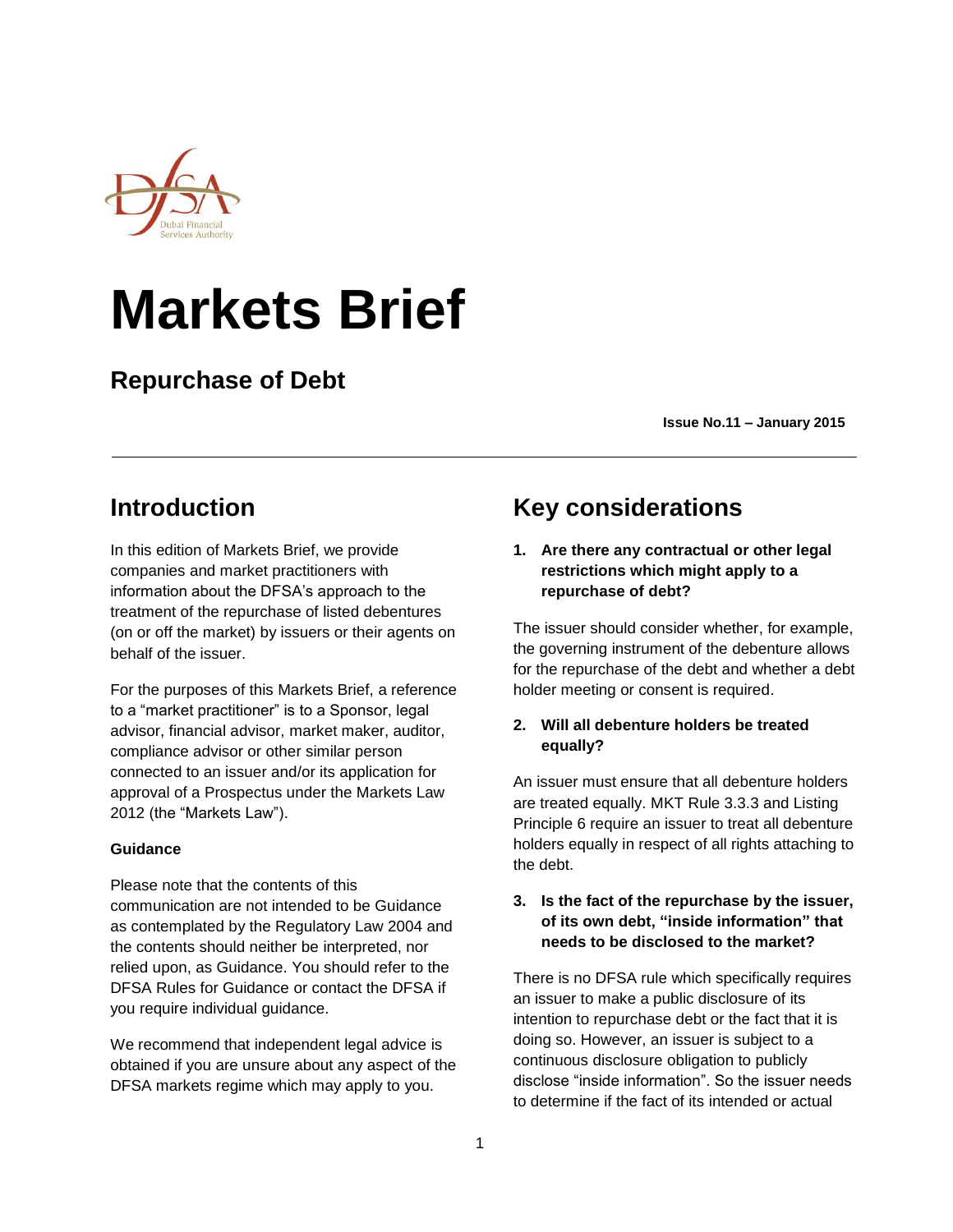# Markets Brief

## Repurchase of Debt

**Issue No.11 – January 2015**

## Introduction

In this edition of Markets Brief, we provide companies and market practitioners with information about the DFSA's approach to the treatment of the repurchase of listed debentures (on or off the market) by issuers or their agents on behalf of the issuer.

For the purposes of this Markets Brief, a reference to a "market practitioner" is to a Sponsor, legal advisor, financial advisor, market maker, auditor, compliance advisor or other similar person connected to an issuer and/or its application for approval of a Prospectus under the Markets Law 2012 (the "Markets Law").

**Guidance**

Please note that the contents of this communication are not intended to be Guidance as contemplated by the Regulatory Law 2004 and the contents should neither be interpreted, nor relied upon, as Guidance. You should refer to the DFSA Rules for Guidance or contact the DFSA if you require individual guidance.

We recommend that independent legal advice is obtained if you are unsure about any aspect of the DFSA markets regime which may apply to you.

## Key considerations

**1. Are there any contractual or other legal restrictions which might apply to a repurchase of debt?**

The issuer should consider whether, for example, the governing instrument of the debenture allows for the repurchase of the debt and whether a debt holder meeting or consent is required.

**2. Will all debenture holders be treated equally?**

An issuer must ensure that all debenture holders are treated equally. MKT Rule 3.3.3 and Listing Principle 6 require an issuer to treat all debenture holders equally in respect of all rights attaching to the debt.

**3. Is the fact of the repurchase by the issuer, of its own debt, "inside information" that needs to be disclosed to the market?**

There is no DFSA rule which specifically requires an issuer to make a public disclosure of its intention to repurchase debt or the fact that it is doing so. However, an issuer is subject to a continuous disclosure obligation to publicly disclose "inside information". So the issuer needs to determine if the fact of its intended or actual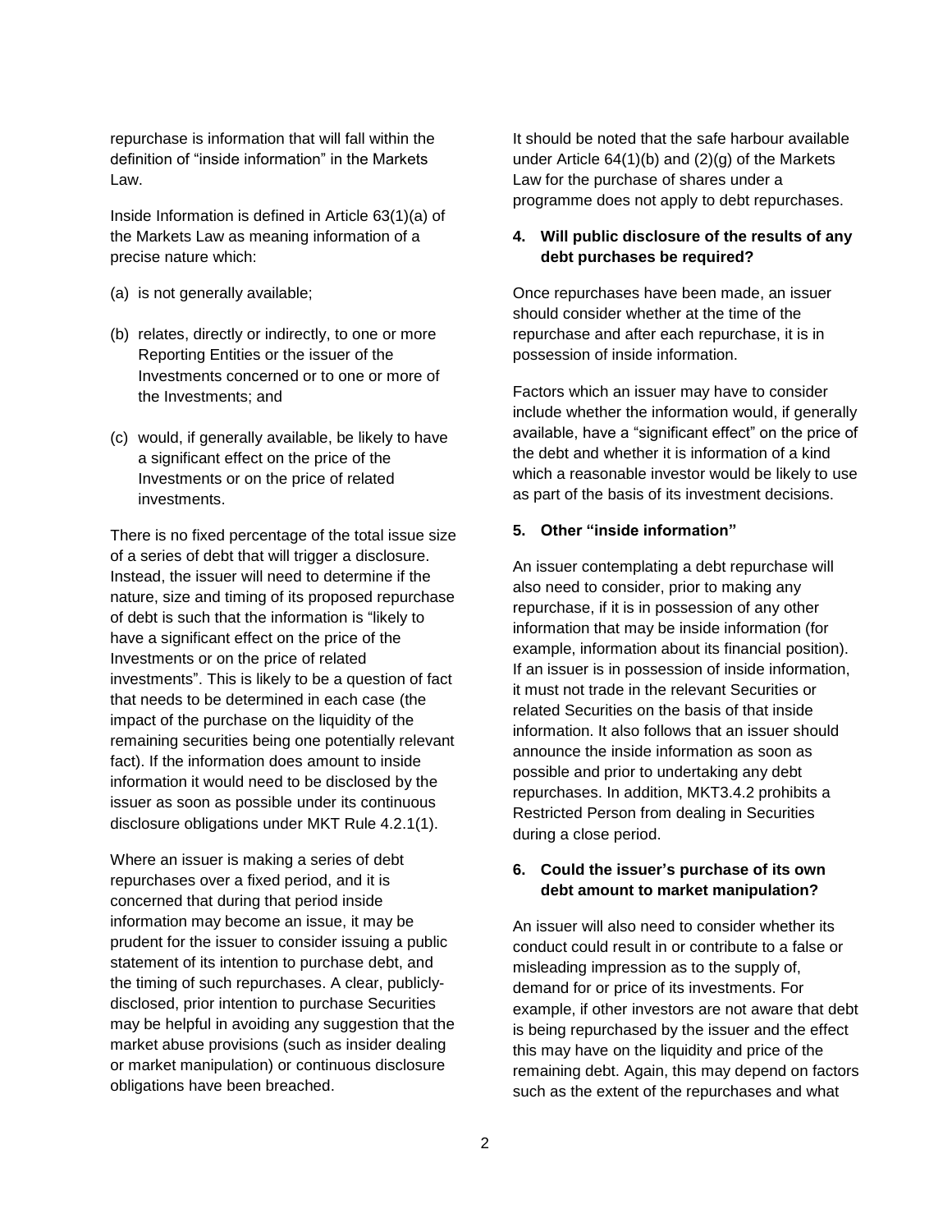repurchase is information that will fall within the definition of "inside information" in the Markets Law.

Inside Information is defined in Article 63(1)(a) of the Markets Law as meaning information of a precise nature which:

(a) is not generally available;

(b) relates, directly or indirectly, to one or more Reporting Entities or the issuer of the Investments concerned or to one or more of the Investments; and

(c) would, if generally available, be likely to have a significant effect on the price of the Investments or on the price of related investments.

There is no fixed percentage of the total issue size of a series of debt that will trigger a disclosure. Instead, the issuer will need to determine if the nature, size and timing of its proposed repurchase of debt is such that the information is "likely to have a significant effect on the price of the Investments or on the price of related investments". This is likely to be a question of fact that needs to be determined in each case (the impact of the purchase on the liquidity of the remaining securities being one potentially relevant fact). If the information does amount to inside information it would need to be disclosed by the issuer as soon as possible under its continuous disclosure obligations under MKT Rule 4.2.1(1).

Where an issuer is making a series of debt repurchases over a fixed period, and it is concerned that during that period inside information may become an issue, it may be prudent for the issuer to consider issuing a public statement of its intention to purchase debt, and the timing of such repurchases. A clear, publicly-disclosed, prior intention to purchase Securities may be helpful in avoiding any suggestion that the market abuse provisions (such as insider dealing or market manipulation) or continuous disclosure obligations have been breached.

It should be noted that the safe harbour available under Article 64(1)(b) and (2)(g) of the Markets Law for the purchase of shares under a programme does not apply to debt repurchases.

### 4. Will public disclosure of the results of any debt purchases be required?

Once repurchases have been made, an issuer should consider whether at the time of the repurchase and after each repurchase, it is in possession of inside information.

Factors which an issuer may have to consider include whether the information would, if generally available, have a "significant effect" on the price of the debt and whether it is information of a kind which a reasonable investor would be likely to use as part of the basis of its investment decisions.

### 5. Other "inside information"

An issuer contemplating a debt repurchase will also need to consider, prior to making any repurchase, if it is in possession of any other information that may be inside information (for example, information about its financial position). If an issuer is in possession of inside information, it must not trade in the relevant Securities or related Securities on the basis of that inside information. It also follows that an issuer should announce the inside information as soon as possible and prior to undertaking any debt repurchases. In addition, MKT3.4.2 prohibits a Restricted Person from dealing in Securities during a close period.

### 6. Could the issuer's purchase of its own debt amount to market manipulation?

An issuer will also need to consider whether its conduct could result in or contribute to a false or misleading impression as to the supply of, demand for or price of its investments. For example, if other investors are not aware that debt is being repurchased by the issuer and the effect this may have on the liquidity and price of the remaining debt. Again, this may depend on factors such as the extent of the repurchases and what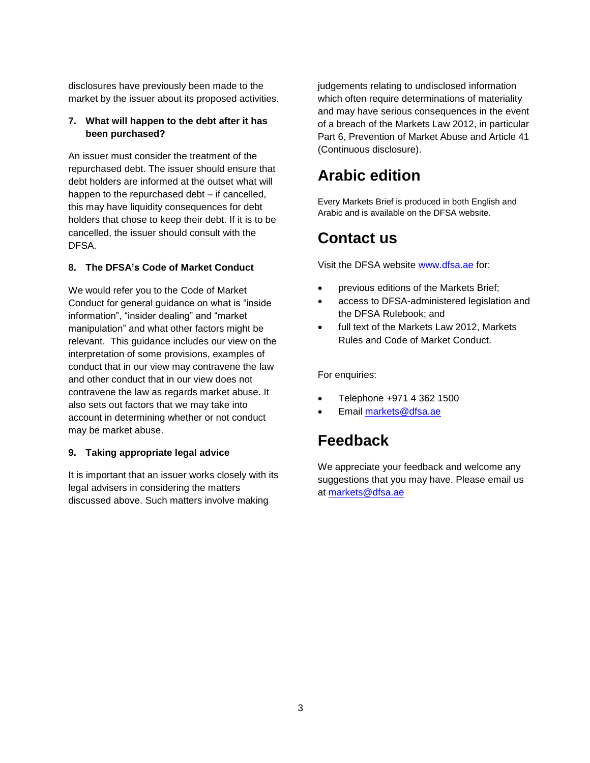disclosures have previously been made to the market by the issuer about its proposed activities.

**7. What will happen to the debt after it has been purchased?**

An issuer must consider the treatment of the repurchased debt. The issuer should ensure that debt holders are informed at the outset what will happen to the repurchased debt – if cancelled, this may have liquidity consequences for debt holders that chose to keep their debt. If it is to be cancelled, the issuer should consult with the DFSA.

**8. The DFSA's Code of Market Conduct**

We would refer you to the Code of Market Conduct for general guidance on what is "inside information", "insider dealing" and "market manipulation" and what other factors might be relevant. This guidance includes our view on the interpretation of some provisions, examples of conduct that in our view may contravene the law and other conduct that in our view does not contravene the law as regards market abuse. It also sets out factors that we may take into account in determining whether or not conduct may be market abuse.

**9. Taking appropriate legal advice**

It is important that an issuer works closely with its legal advisers in considering the matters discussed above. Such matters involve making judgements relating to undisclosed information which often require determinations of materiality and may have serious consequences in the event of a breach of the Markets Law 2012, in particular Part 6, Prevention of Market Abuse and Article 41 (Continuous disclosure).

# Arabic edition

Every Markets Brief is produced in both English and Arabic and is available on the DFSA website.

# Contact us

Visit the DFSA website www.dfsa.ae for:

- previous editions of the Markets Brief;
- access to DFSA-administered legislation and the DFSA Rulebook; and
- full text of the Markets Law 2012, Markets Rules and Code of Market Conduct.

For enquiries:

- Telephone +971 4 362 1500
- Email markets@dfsa.ae

# Feedback

We appreciate your feedback and welcome any suggestions that you may have. Please email us at markets@dfsa.ae